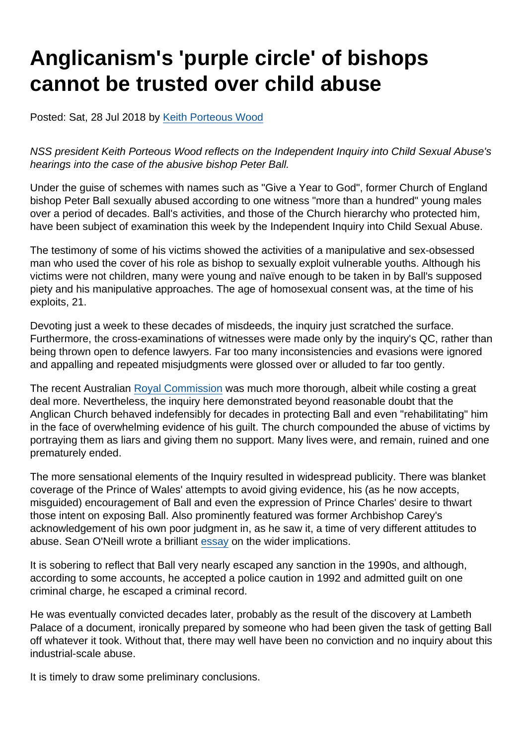# Anglicanism's 'purple circle' of bishops cannot be trusted over child abuse

Posted: Sat, 28 Jul 2018 by Keith Porteous Wood

*NSS president Keith Porteous Wood reflects on the Independent Inquiry into Child Sexual Abuse's hearings into the case of the abusive bishop Peter Ball.*

Under the guise of schemes with names such as "Give a Year to God", former Church of England bishop Peter Ball sexually abused according to one witness "more than a hundred" young males over a period of decades. Ball's activities, and those of the Church hierarchy who protected him, have been subject of examination this week by the Independent Inquiry into Child Sexual Abuse.

The testimony of some of his victims showed the activities of a manipulative and sex-obsessed man who used the cover of his role as bishop to sexually exploit vulnerable youths. Although his victims were not children, many were young and naïve enough to be taken in by Ball's supposed piety and his manipulative approaches. The age of homosexual consent was, at the time of his exploits, 21.

Devoting just a week to these decades of misdeeds, the inquiry just scratched the surface. Furthermore, the cross-examinations of witnesses were made only by the inquiry's QC, rather than being thrown open to defence lawyers. Far too many inconsistencies and evasions were ignored and appalling and repeated misjudgments were glossed over or alluded to far too gently.

The recent Australian Royal Commission was much more thorough, albeit while costing a great deal more. Nevertheless, the inquiry here demonstrated beyond reasonable doubt that the Anglican Church behaved indefensibly for decades in protecting Ball and even "rehabilitating" him in the face of overwhelming evidence of his guilt. The church compounded the abuse of victims by portraying them as liars and giving them no support. Many lives were, and remain, ruined and one prematurely ended.

The more sensational elements of the Inquiry resulted in widespread publicity. There was blanket coverage of the Prince of Wales' attempts to avoid giving evidence, his (as he now accepts, misguided) encouragement of Ball and even the expression of Prince Charles' desire to thwart those intent on exposing Ball. Also prominently featured was former Archbishop Carey's acknowledgement of his own poor judgment in, as he saw it, a time of very different attitudes to abuse. Sean O'Neill wrote a brilliant essay on the wider implications.

It is sobering to reflect that Ball very nearly escaped any sanction in the 1990s, and although, according to some accounts, he accepted a police caution in 1992 and admitted guilt on one criminal charge, he escaped a criminal record.

He was eventually convicted decades later, probably as the result of the discovery at Lambeth Palace of a document, ironically prepared by someone who had been given the task of getting Ball off whatever it took. Without that, there may well have been no conviction and no inquiry about this industrial-scale abuse.

It is timely to draw some preliminary conclusions.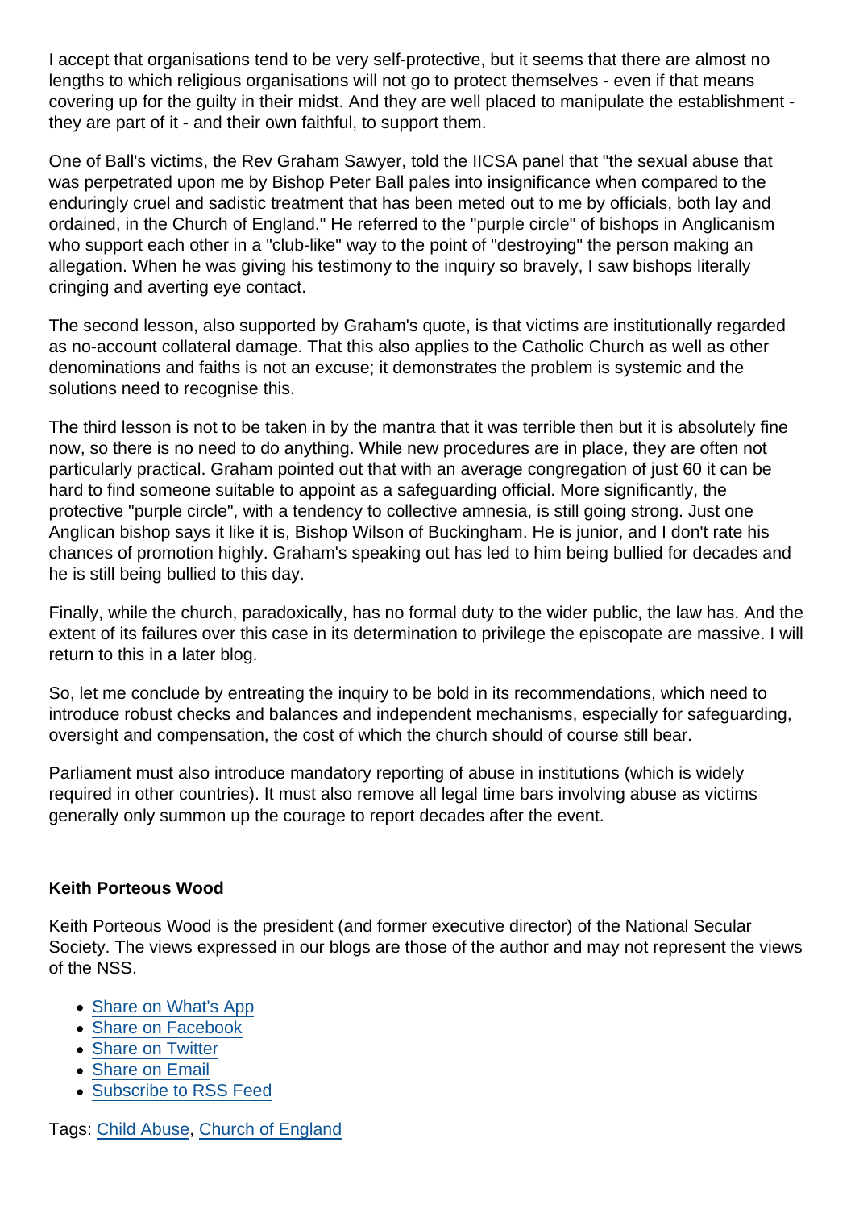I accept that organisations tend to be very self-protective, but it seems that there are almost no lengths to which religious organisations will not go to protect themselves - even if that means covering up for the guilty in their midst. And they are well placed to manipulate the establishment - they are part of it - and their own faithful, to support them.

One of Ball's victims, the Rev Graham Sawyer, told the IICSA panel that "the sexual abuse that was perpetrated upon me by Bishop Peter Ball pales into insignificance when compared to the enduringly cruel and sadistic treatment that has been meted out to me by officials, both lay and ordained, in the Church of England." He referred to the "purple circle" of bishops in Anglicanism who support each other in a "club-like" way to the point of "destroying" the person making an allegation. When he was giving his testimony to the inquiry so bravely, I saw bishops literally cringing and averting eye contact.

The second lesson, also supported by Graham's quote, is that victims are institutionally regarded as no-account collateral damage. That this also applies to the Catholic Church as well as other denominations and faiths is not an excuse; it demonstrates the problem is systemic and the solutions need to recognise this.

The third lesson is not to be taken in by the mantra that it was terrible then but it is absolutely fine now, so there is no need to do anything. While new procedures are in place, they are often not particularly practical. Graham pointed out that with an average congregation of just 60 it can be hard to find someone suitable to appoint as a safeguarding official. More significantly, the protective "purple circle", with a tendency to collective amnesia, is still going strong. Just one Anglican bishop says it like it is, Bishop Wilson of Buckingham. He is junior, and I don't rate his chances of promotion highly. Graham's speaking out has led to him being bullied for decades and he is still being bullied to this day.

Finally, while the church, paradoxically, has no formal duty to the wider public, the law has. And the extent of its failures over this case in its determination to privilege the episcopate are massive. I will return to this in a later blog.

So, let me conclude by entreating the inquiry to be bold in its recommendations, which need to introduce robust checks and balances and independent mechanisms, especially for safeguarding, oversight and compensation, the cost of which the church should of course still bear.

Parliament must also introduce mandatory reporting of abuse in institutions (which is widely required in other countries). It must also remove all legal time bars involving abuse as victims generally only summon up the courage to report decades after the event.

**Keith Porteous Wood**

Keith Porteous Wood is the president (and former executive director) of the National Secular Society. The views expressed in our blogs are those of the author and may not represent the views of the NSS.

- Share on What's App
- Share on Facebook
- Share on Twitter
- Share on Email
- Subscribe to RSS Feed

Tags: Child Abuse, Church of England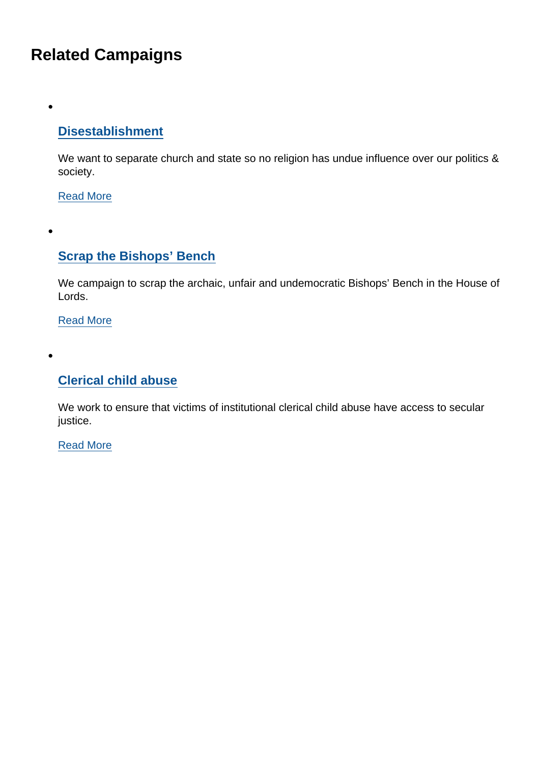## Related Campaigns

- ### Disestablishment

  We want to separate church and state so no religion has undue influence over our politics & society.

  Read More

- ### Scrap the Bishops’ Bench

  We campaign to scrap the archaic, unfair and undemocratic Bishops’ Bench in the House of Lords.

  Read More

- ### Clerical child abuse

  We work to ensure that victims of institutional clerical child abuse have access to secular justice.

  Read More